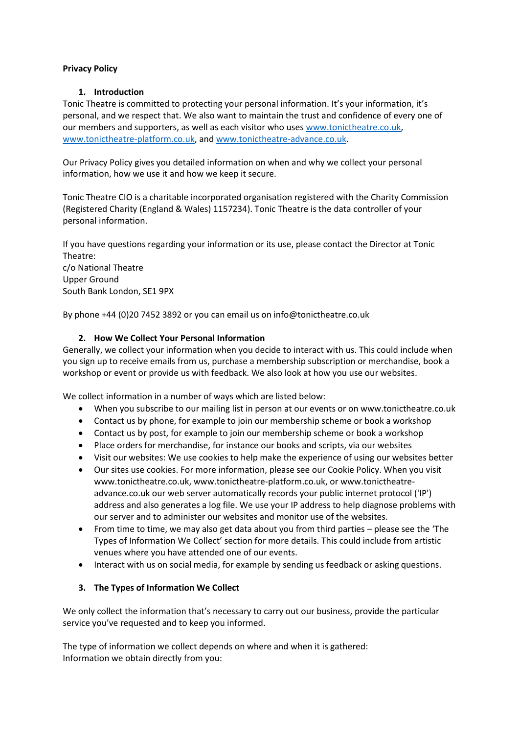**Privacy Policy**

## 1. Introduction

Tonic Theatre is committed to protecting your personal information. It's your information, it's personal, and we respect that. We also want to maintain the trust and confidence of every one of our members and supporters, as well as each visitor who uses [www.tonictheatre.co.uk](www.tonictheatre.co.uk), [www.tonictheatre-platform.co.uk](www.tonictheatre-platform.co.uk), and [www.tonictheatre-advance.co.uk](www.tonictheatre-advance.co.uk).

Our Privacy Policy gives you detailed information on when and why we collect your personal information, how we use it and how we keep it secure.

Tonic Theatre CIO is a charitable incorporated organisation registered with the Charity Commission (Registered Charity (England & Wales) 1157234). Tonic Theatre is the data controller of your personal information.

If you have questions regarding your information or its use, please contact the Director at Tonic Theatre:
c/o National Theatre
Upper Ground
South Bank London, SE1 9PX

By phone +44 (0)20 7452 3892 or you can email us on info@tonictheatre.co.uk

## 2. How We Collect Your Personal Information

Generally, we collect your information when you decide to interact with us. This could include when you sign up to receive emails from us, purchase a membership subscription or merchandise, book a workshop or event or provide us with feedback. We also look at how you use our websites.

We collect information in a number of ways which are listed below:

- When you subscribe to our mailing list in person at our events or on www.tonictheatre.co.uk
- Contact us by phone, for example to join our membership scheme or book a workshop
- Contact us by post, for example to join our membership scheme or book a workshop
- Place orders for merchandise, for instance our books and scripts, via our websites
- Visit our websites: We use cookies to help make the experience of using our websites better
- Our sites use cookies. For more information, please see our Cookie Policy. When you visit www.tonictheatre.co.uk, www.tonictheatre-platform.co.uk, or www.tonictheatre-advance.co.uk our web server automatically records your public internet protocol ('IP') address and also generates a log file. We use your IP address to help diagnose problems with our server and to administer our websites and monitor use of the websites.
- From time to time, we may also get data about you from third parties – please see the 'The Types of Information We Collect' section for more details. This could include from artistic venues where you have attended one of our events.
- Interact with us on social media, for example by sending us feedback or asking questions.

## 3. The Types of Information We Collect

We only collect the information that's necessary to carry out our business, provide the particular service you've requested and to keep you informed.

The type of information we collect depends on where and when it is gathered:
Information we obtain directly from you: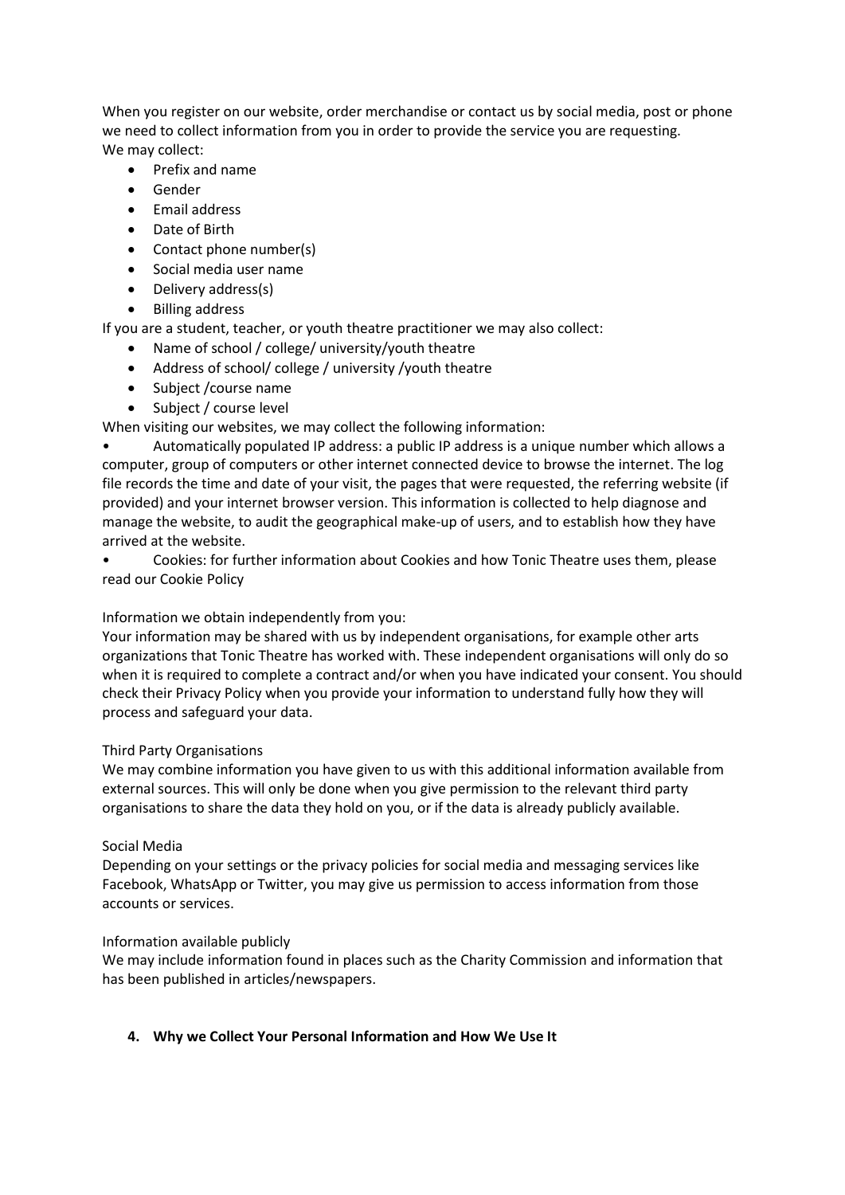When you register on our website, order merchandise or contact us by social media, post or phone we need to collect information from you in order to provide the service you are requesting.
We may collect:

- Prefix and name
- Gender
- Email address
- Date of Birth
- Contact phone number(s)
- Social media user name
- Delivery address(s)
- Billing address

If you are a student, teacher, or youth theatre practitioner we may also collect:

- Name of school / college/ university/youth theatre
- Address of school/ college / university /youth theatre
- Subject /course name
- Subject / course level

When visiting our websites, we may collect the following information:

- Automatically populated IP address: a public IP address is a unique number which allows a computer, group of computers or other internet connected device to browse the internet. The log file records the time and date of your visit, the pages that were requested, the referring website (if provided) and your internet browser version. This information is collected to help diagnose and manage the website, to audit the geographical make-up of users, and to establish how they have arrived at the website.
- Cookies: for further information about Cookies and how Tonic Theatre uses them, please read our Cookie Policy

Information we obtain independently from you:
Your information may be shared with us by independent organisations, for example other arts organizations that Tonic Theatre has worked with. These independent organisations will only do so when it is required to complete a contract and/or when you have indicated your consent. You should check their Privacy Policy when you provide your information to understand fully how they will process and safeguard your data.

Third Party Organisations
We may combine information you have given to us with this additional information available from external sources. This will only be done when you give permission to the relevant third party organisations to share the data they hold on you, or if the data is already publicly available.

Social Media
Depending on your settings or the privacy policies for social media and messaging services like Facebook, WhatsApp or Twitter, you may give us permission to access information from those accounts or services.

Information available publicly
We may include information found in places such as the Charity Commission and information that has been published in articles/newspapers.

## 4. Why we Collect Your Personal Information and How We Use It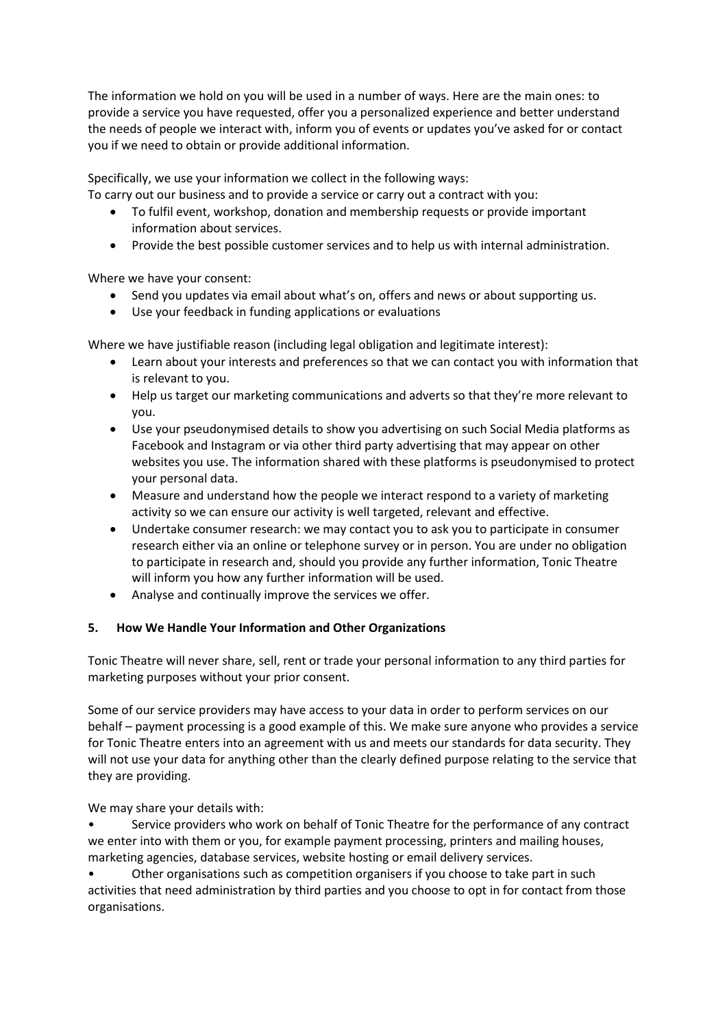The information we hold on you will be used in a number of ways. Here are the main ones: to provide a service you have requested, offer you a personalized experience and better understand the needs of people we interact with, inform you of events or updates you've asked for or contact you if we need to obtain or provide additional information.

Specifically, we use your information we collect in the following ways:

To carry out our business and to provide a service or carry out a contract with you:

- To fulfil event, workshop, donation and membership requests or provide important information about services.
- Provide the best possible customer services and to help us with internal administration.

Where we have your consent:

- Send you updates via email about what's on, offers and news or about supporting us.
- Use your feedback in funding applications or evaluations

Where we have justifiable reason (including legal obligation and legitimate interest):

- Learn about your interests and preferences so that we can contact you with information that is relevant to you.
- Help us target our marketing communications and adverts so that they're more relevant to you.
- Use your pseudonymised details to show you advertising on such Social Media platforms as Facebook and Instagram or via other third party advertising that may appear on other websites you use. The information shared with these platforms is pseudonymised to protect your personal data.
- Measure and understand how the people we interact respond to a variety of marketing activity so we can ensure our activity is well targeted, relevant and effective.
- Undertake consumer research: we may contact you to ask you to participate in consumer research either via an online or telephone survey or in person. You are under no obligation to participate in research and, should you provide any further information, Tonic Theatre will inform you how any further information will be used.
- Analyse and continually improve the services we offer.

## 5. How We Handle Your Information and Other Organizations

Tonic Theatre will never share, sell, rent or trade your personal information to any third parties for marketing purposes without your prior consent.

Some of our service providers may have access to your data in order to perform services on our behalf – payment processing is a good example of this. We make sure anyone who provides a service for Tonic Theatre enters into an agreement with us and meets our standards for data security. They will not use your data for anything other than the clearly defined purpose relating to the service that they are providing.

We may share your details with:

- Service providers who work on behalf of Tonic Theatre for the performance of any contract we enter into with them or you, for example payment processing, printers and mailing houses, marketing agencies, database services, website hosting or email delivery services.
- Other organisations such as competition organisers if you choose to take part in such activities that need administration by third parties and you choose to opt in for contact from those organisations.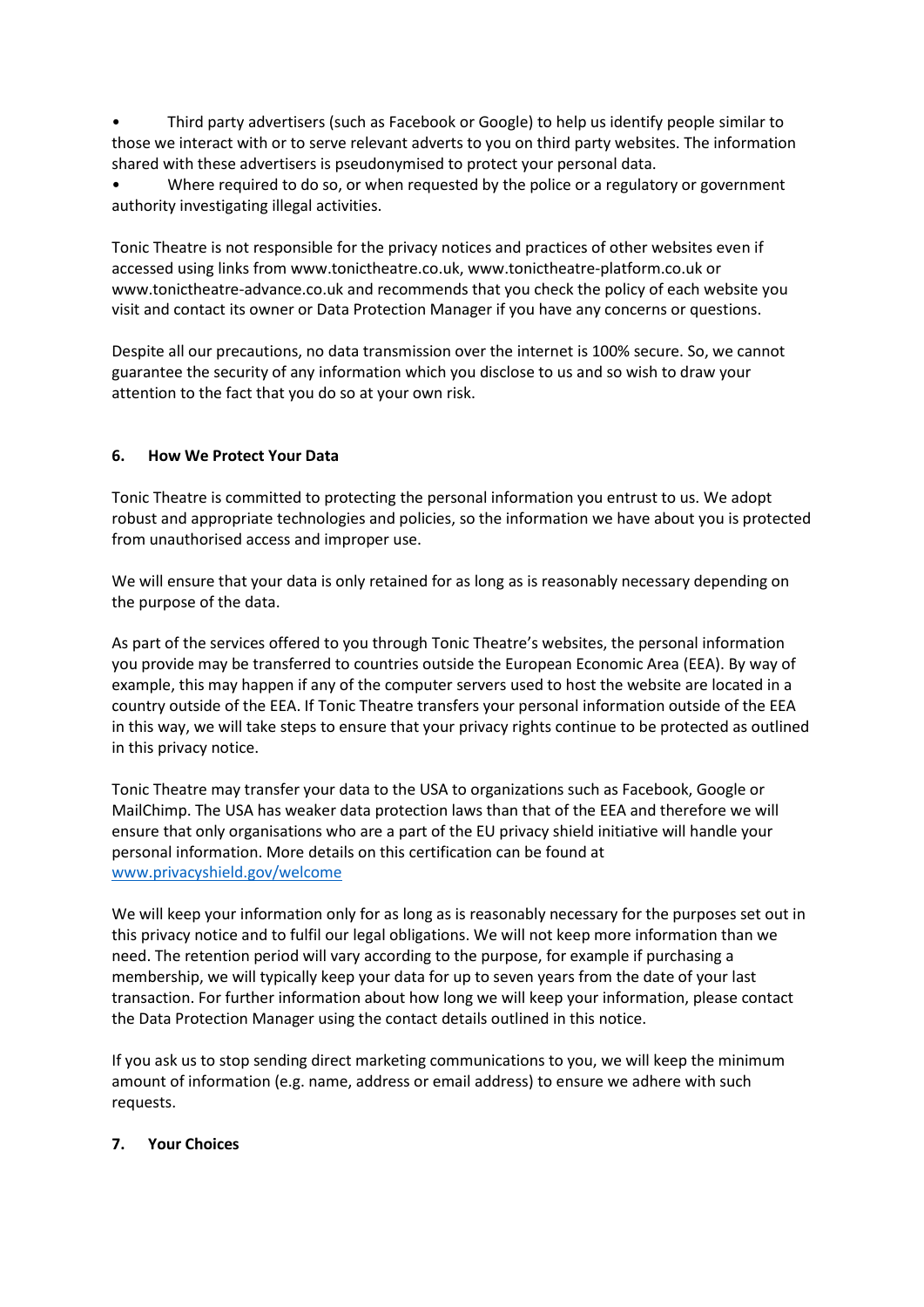- Third party advertisers (such as Facebook or Google) to help us identify people similar to those we interact with or to serve relevant adverts to you on third party websites. The information shared with these advertisers is pseudonymised to protect your personal data.
- Where required to do so, or when requested by the police or a regulatory or government authority investigating illegal activities.

Tonic Theatre is not responsible for the privacy notices and practices of other websites even if accessed using links from www.tonictheatre.co.uk, www.tonictheatre-platform.co.uk or www.tonictheatre-advance.co.uk and recommends that you check the policy of each website you visit and contact its owner or Data Protection Manager if you have any concerns or questions.

Despite all our precautions, no data transmission over the internet is 100% secure. So, we cannot guarantee the security of any information which you disclose to us and so wish to draw your attention to the fact that you do so at your own risk.

## 6. How We Protect Your Data

Tonic Theatre is committed to protecting the personal information you entrust to us. We adopt robust and appropriate technologies and policies, so the information we have about you is protected from unauthorised access and improper use.

We will ensure that your data is only retained for as long as is reasonably necessary depending on the purpose of the data.

As part of the services offered to you through Tonic Theatre's websites, the personal information you provide may be transferred to countries outside the European Economic Area (EEA). By way of example, this may happen if any of the computer servers used to host the website are located in a country outside of the EEA. If Tonic Theatre transfers your personal information outside of the EEA in this way, we will take steps to ensure that your privacy rights continue to be protected as outlined in this privacy notice.

Tonic Theatre may transfer your data to the USA to organizations such as Facebook, Google or MailChimp. The USA has weaker data protection laws than that of the EEA and therefore we will ensure that only organisations who are a part of the EU privacy shield initiative will handle your personal information. More details on this certification can be found at [www.privacyshield.gov/welcome](http://www.privacyshield.gov/welcome)

We will keep your information only for as long as is reasonably necessary for the purposes set out in this privacy notice and to fulfil our legal obligations. We will not keep more information than we need. The retention period will vary according to the purpose, for example if purchasing a membership, we will typically keep your data for up to seven years from the date of your last transaction. For further information about how long we will keep your information, please contact the Data Protection Manager using the contact details outlined in this notice.

If you ask us to stop sending direct marketing communications to you, we will keep the minimum amount of information (e.g. name, address or email address) to ensure we adhere with such requests.

## 7. Your Choices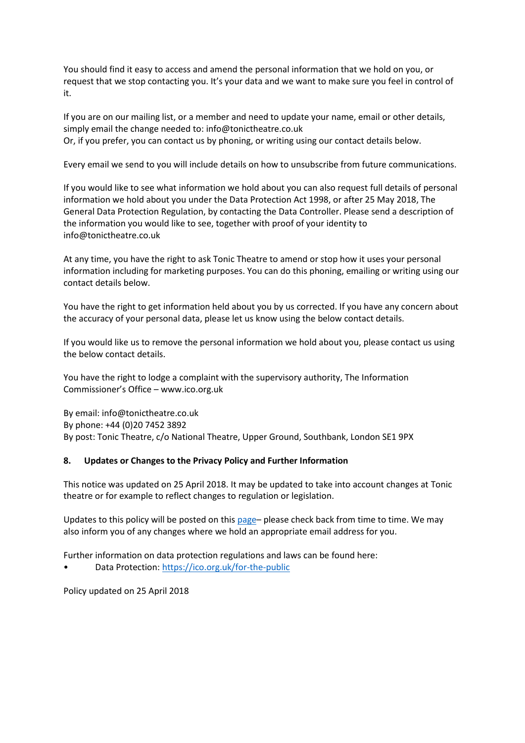You should find it easy to access and amend the personal information that we hold on you, or request that we stop contacting you. It's your data and we want to make sure you feel in control of it.

If you are on our mailing list, or a member and need to update your name, email or other details, simply email the change needed to: info@tonictheatre.co.uk
Or, if you prefer, you can contact us by phoning, or writing using our contact details below.

Every email we send to you will include details on how to unsubscribe from future communications.

If you would like to see what information we hold about you can also request full details of personal information we hold about you under the Data Protection Act 1998, or after 25 May 2018, The General Data Protection Regulation, by contacting the Data Controller. Please send a description of the information you would like to see, together with proof of your identity to info@tonictheatre.co.uk

At any time, you have the right to ask Tonic Theatre to amend or stop how it uses your personal information including for marketing purposes. You can do this phoning, emailing or writing using our contact details below.

You have the right to get information held about you by us corrected. If you have any concern about the accuracy of your personal data, please let us know using the below contact details.

If you would like us to remove the personal information we hold about you, please contact us using the below contact details.

You have the right to lodge a complaint with the supervisory authority, The Information Commissioner's Office – www.ico.org.uk

By email: info@tonictheatre.co.uk
By phone: +44 (0)20 7452 3892
By post: Tonic Theatre, c/o National Theatre, Upper Ground, Southbank, London SE1 9PX

**8. Updates or Changes to the Privacy Policy and Further Information**

This notice was updated on 25 April 2018. It may be updated to take into account changes at Tonic theatre or for example to reflect changes to regulation or legislation.

Updates to this policy will be posted on this page– please check back from time to time. We may also inform you of any changes where we hold an appropriate email address for you.

Further information on data protection regulations and laws can be found here:

- Data Protection: https://ico.org.uk/for-the-public

Policy updated on 25 April 2018